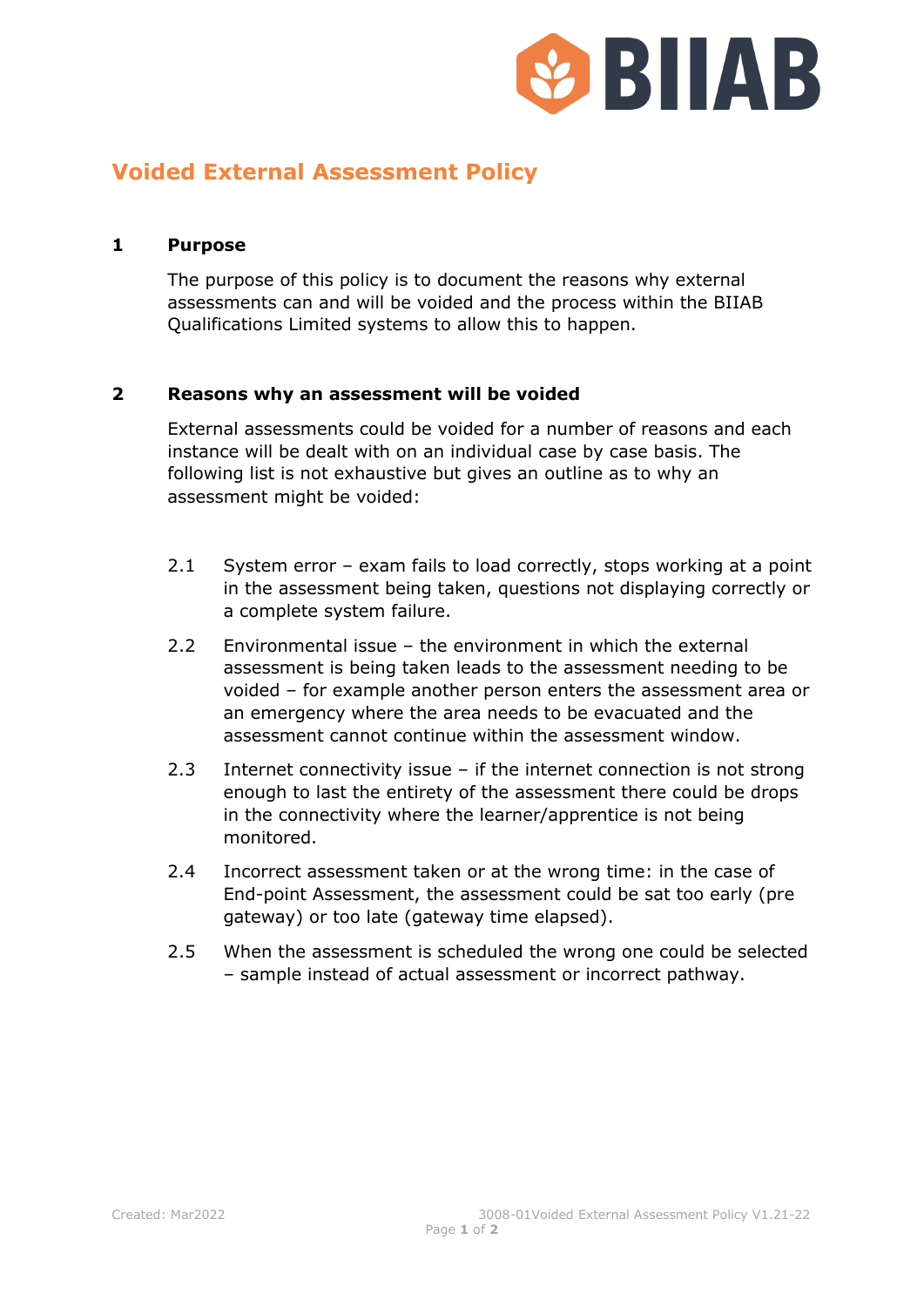# Voided External Assessment Policy

## 1 Purpose

The purpose of this policy is to document the reasons why external assessments can and will be voided and the process within the BIIAB Qualifications Limited systems to allow this to happen.

## 2 Reasons why an assessment will be voided

External assessments could be voided for a number of reasons and each instance will be dealt with on an individual case by case basis. The following list is not exhaustive but gives an outline as to why an assessment might be voided:

2.1 System error – exam fails to load correctly, stops working at a point in the assessment being taken, questions not displaying correctly or a complete system failure.

2.2 Environmental issue – the environment in which the external assessment is being taken leads to the assessment needing to be voided – for example another person enters the assessment area or an emergency where the area needs to be evacuated and the assessment cannot continue within the assessment window.

2.3 Internet connectivity issue – if the internet connection is not strong enough to last the entirety of the assessment there could be drops in the connectivity where the learner/apprentice is not being monitored.

2.4 Incorrect assessment taken or at the wrong time: in the case of End-point Assessment, the assessment could be sat too early (pre gateway) or too late (gateway time elapsed).

2.5 When the assessment is scheduled the wrong one could be selected – sample instead of actual assessment or incorrect pathway.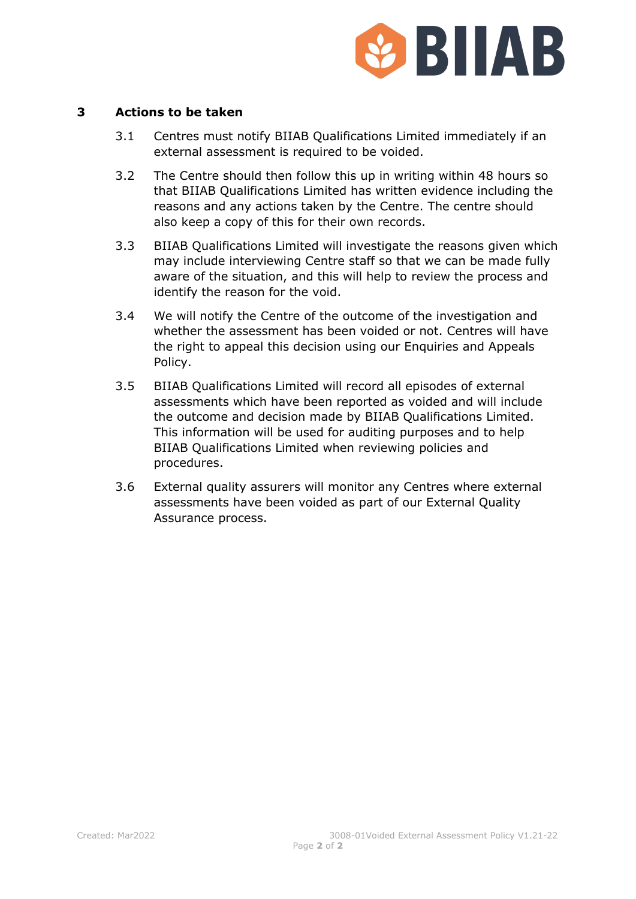## 3 Actions to be taken

3.1 Centres must notify BIIAB Qualifications Limited immediately if an external assessment is required to be voided.

3.2 The Centre should then follow this up in writing within 48 hours so that BIIAB Qualifications Limited has written evidence including the reasons and any actions taken by the Centre. The centre should also keep a copy of this for their own records.

3.3 BIIAB Qualifications Limited will investigate the reasons given which may include interviewing Centre staff so that we can be made fully aware of the situation, and this will help to review the process and identify the reason for the void.

3.4 We will notify the Centre of the outcome of the investigation and whether the assessment has been voided or not. Centres will have the right to appeal this decision using our Enquiries and Appeals Policy.

3.5 BIIAB Qualifications Limited will record all episodes of external assessments which have been reported as voided and will include the outcome and decision made by BIIAB Qualifications Limited. This information will be used for auditing purposes and to help BIIAB Qualifications Limited when reviewing policies and procedures.

3.6 External quality assurers will monitor any Centres where external assessments have been voided as part of our External Quality Assurance process.